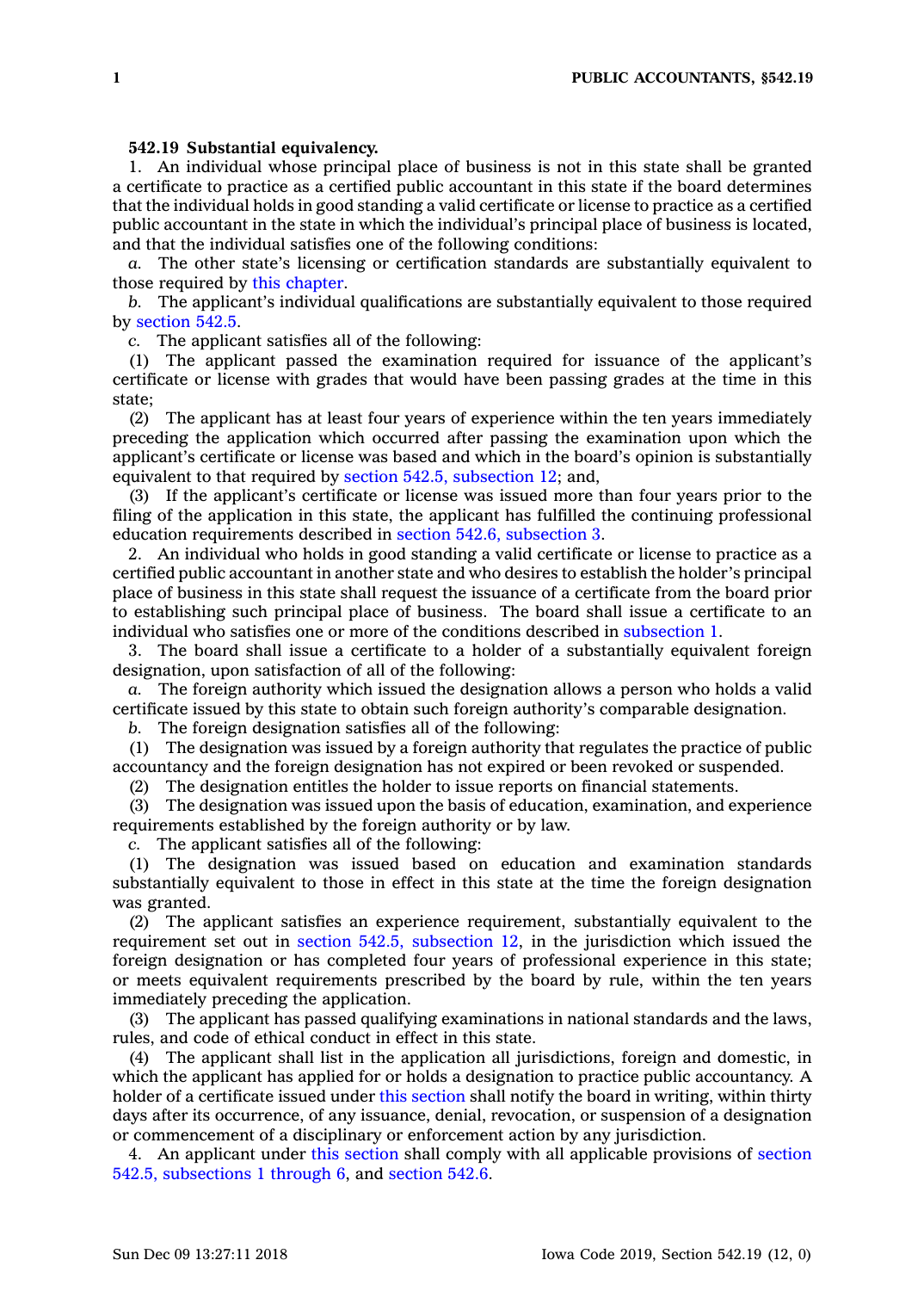**542.19 Substantial equivalency.**

1. An individual whose principal place of business is not in this state shall be granted a certificate to practice as a certified public accountant in this state if the board determines that the individual holds in good standing a valid certificate or license to practice as a certified public accountant in the state in which the individual's principal place of business is located, and that the individual satisfies one of the following conditions:

*a.* The other state's licensing or certification standards are substantially equivalent to those required by this chapter.

*b.* The applicant's individual qualifications are substantially equivalent to those required by section 542.5.

*c.* The applicant satisfies all of the following:

(1) The applicant passed the examination required for issuance of the applicant's certificate or license with grades that would have been passing grades at the time in this state;

(2) The applicant has at least four years of experience within the ten years immediately preceding the application which occurred after passing the examination upon which the applicant's certificate or license was based and which in the board's opinion is substantially equivalent to that required by section 542.5, subsection 12; and,

(3) If the applicant's certificate or license was issued more than four years prior to the filing of the application in this state, the applicant has fulfilled the continuing professional education requirements described in section 542.6, subsection 3.

2. An individual who holds in good standing a valid certificate or license to practice as a certified public accountant in another state and who desires to establish the holder's principal place of business in this state shall request the issuance of a certificate from the board prior to establishing such principal place of business. The board shall issue a certificate to an individual who satisfies one or more of the conditions described in subsection 1.

3. The board shall issue a certificate to a holder of a substantially equivalent foreign designation, upon satisfaction of all of the following:

*a.* The foreign authority which issued the designation allows a person who holds a valid certificate issued by this state to obtain such foreign authority's comparable designation.

*b.* The foreign designation satisfies all of the following:

(1) The designation was issued by a foreign authority that regulates the practice of public accountancy and the foreign designation has not expired or been revoked or suspended.

(2) The designation entitles the holder to issue reports on financial statements.

(3) The designation was issued upon the basis of education, examination, and experience requirements established by the foreign authority or by law.

*c.* The applicant satisfies all of the following:

(1) The designation was issued based on education and examination standards substantially equivalent to those in effect in this state at the time the foreign designation was granted.

(2) The applicant satisfies an experience requirement, substantially equivalent to the requirement set out in section 542.5, subsection 12, in the jurisdiction which issued the foreign designation or has completed four years of professional experience in this state; or meets equivalent requirements prescribed by the board by rule, within the ten years immediately preceding the application.

(3) The applicant has passed qualifying examinations in national standards and the laws, rules, and code of ethical conduct in effect in this state.

(4) The applicant shall list in the application all jurisdictions, foreign and domestic, in which the applicant has applied for or holds a designation to practice public accountancy. A holder of a certificate issued under this section shall notify the board in writing, within thirty days after its occurrence, of any issuance, denial, revocation, or suspension of a designation or commencement of a disciplinary or enforcement action by any jurisdiction.

4. An applicant under this section shall comply with all applicable provisions of section 542.5, subsections 1 through 6, and section 542.6.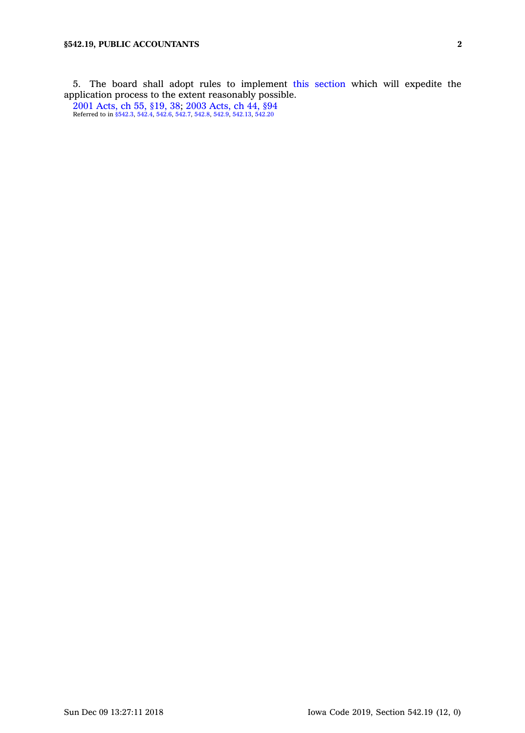5. The board shall adopt rules to implement this section which will expedite the application process to the extent reasonably possible.

2001 Acts, ch 55, §19, 38; 2003 Acts, ch 44, §94

Referred to in §542.3, 542.4, 542.6, 542.7, 542.8, 542.9, 542.13, 542.20